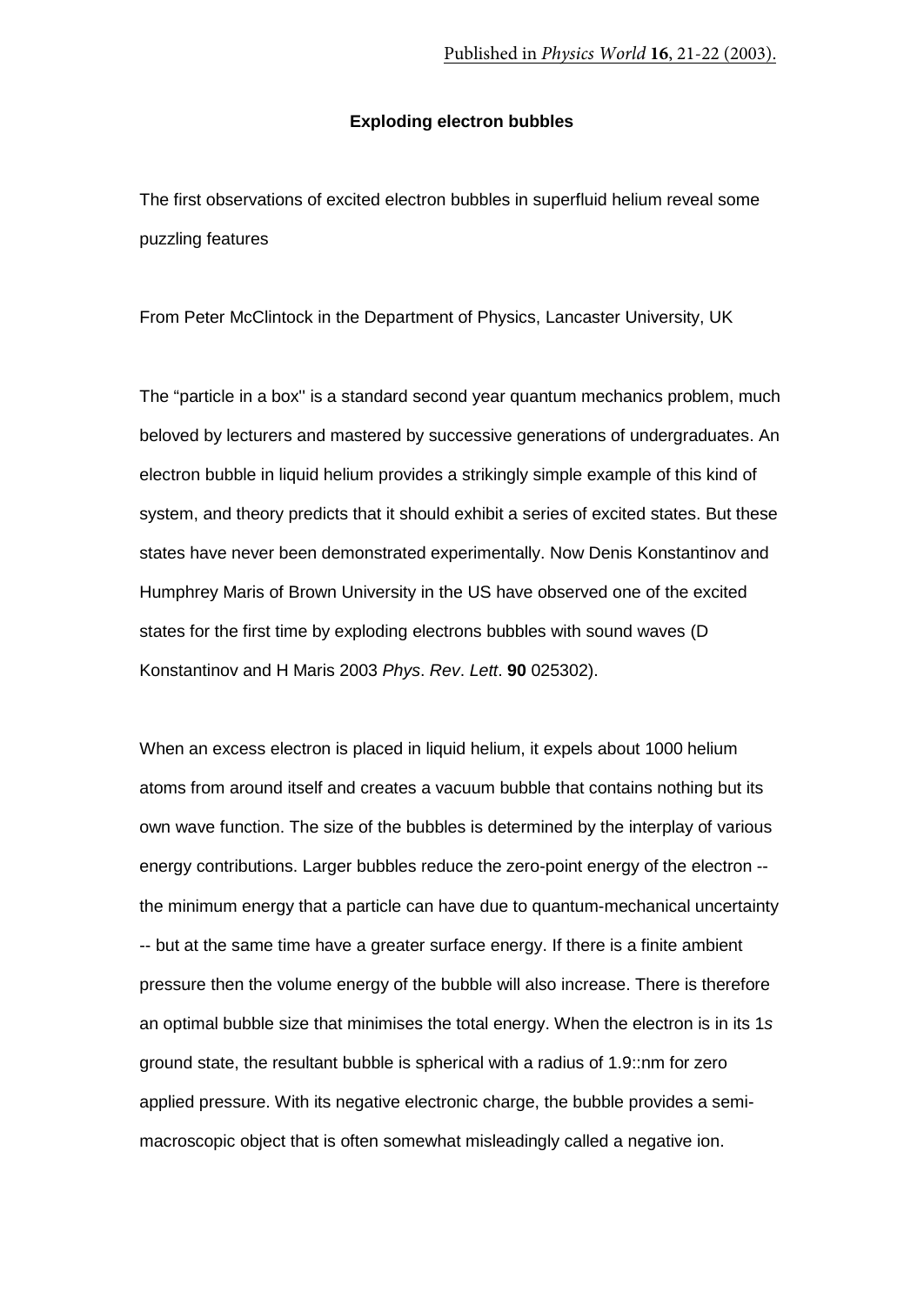Published in *Physics World* **16**, 21-22 (2003).

# Exploding electron bubbles

The first observations of excited electron bubbles in superfluid helium reveal some puzzling features

From Peter McClintock in the Department of Physics, Lancaster University, UK

The "particle in a box" is a standard second year quantum mechanics problem, much beloved by lecturers and mastered by successive generations of undergraduates. An electron bubble in liquid helium provides a strikingly simple example of this kind of system, and theory predicts that it should exhibit a series of excited states. But these states have never been demonstrated experimentally. Now Denis Konstantinov and Humphrey Maris of Brown University in the US have observed one of the excited states for the first time by exploding electrons bubbles with sound waves (D Konstantinov and H Maris 2003 *Phys*. *Rev*. *Lett*. **90** 025302).

When an excess electron is placed in liquid helium, it expels about 1000 helium atoms from around itself and creates a vacuum bubble that contains nothing but its own wave function. The size of the bubbles is determined by the interplay of various energy contributions. Larger bubbles reduce the zero-point energy of the electron -- the minimum energy that a particle can have due to quantum-mechanical uncertainty -- but at the same time have a greater surface energy. If there is a finite ambient pressure then the volume energy of the bubble will also increase. There is therefore an optimal bubble size that minimises the total energy. When the electron is in its 1*s* ground state, the resultant bubble is spherical with a radius of 1.9::nm for zero applied pressure. With its negative electronic charge, the bubble provides a semi-macroscopic object that is often somewhat misleadingly called a negative ion.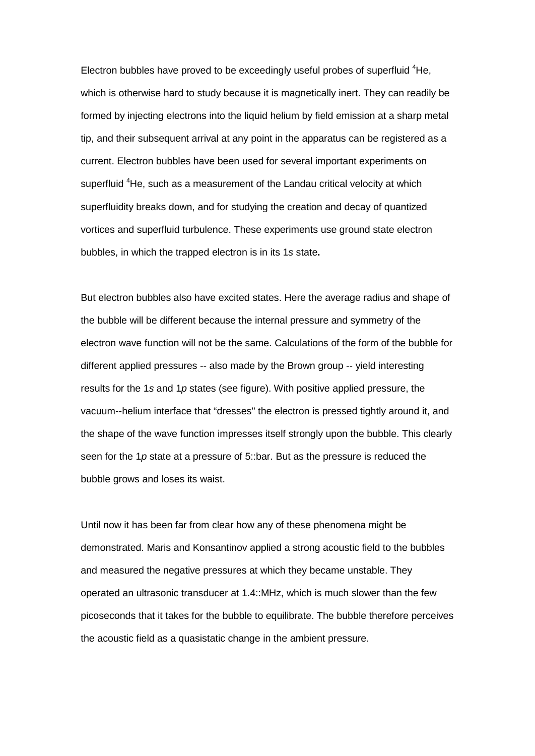Electron bubbles have proved to be exceedingly useful probes of superfluid $^4$He, which is otherwise hard to study because it is magnetically inert. They can readily be formed by injecting electrons into the liquid helium by field emission at a sharp metal tip, and their subsequent arrival at any point in the apparatus can be registered as a current. Electron bubbles have been used for several important experiments on superfluid $^4$He, such as a measurement of the Landau critical velocity at which superfluidity breaks down, and for studying the creation and decay of quantized vortices and superfluid turbulence. These experiments use ground state electron bubbles, in which the trapped electron is in its 1*s* state**.**

But electron bubbles also have excited states. Here the average radius and shape of the bubble will be different because the internal pressure and symmetry of the electron wave function will not be the same. Calculations of the form of the bubble for different applied pressures -- also made by the Brown group -- yield interesting results for the 1*s* and 1*p* states (see figure). With positive applied pressure, the vacuum--helium interface that "dresses" the electron is pressed tightly around it, and the shape of the wave function impresses itself strongly upon the bubble. This clearly seen for the 1*p* state at a pressure of 5::bar. But as the pressure is reduced the bubble grows and loses its waist.

Until now it has been far from clear how any of these phenomena might be demonstrated. Maris and Konsantinov applied a strong acoustic field to the bubbles and measured the negative pressures at which they became unstable. They operated an ultrasonic transducer at 1.4::MHz, which is much slower than the few picoseconds that it takes for the bubble to equilibrate. The bubble therefore perceives the acoustic field as a quasistatic change in the ambient pressure.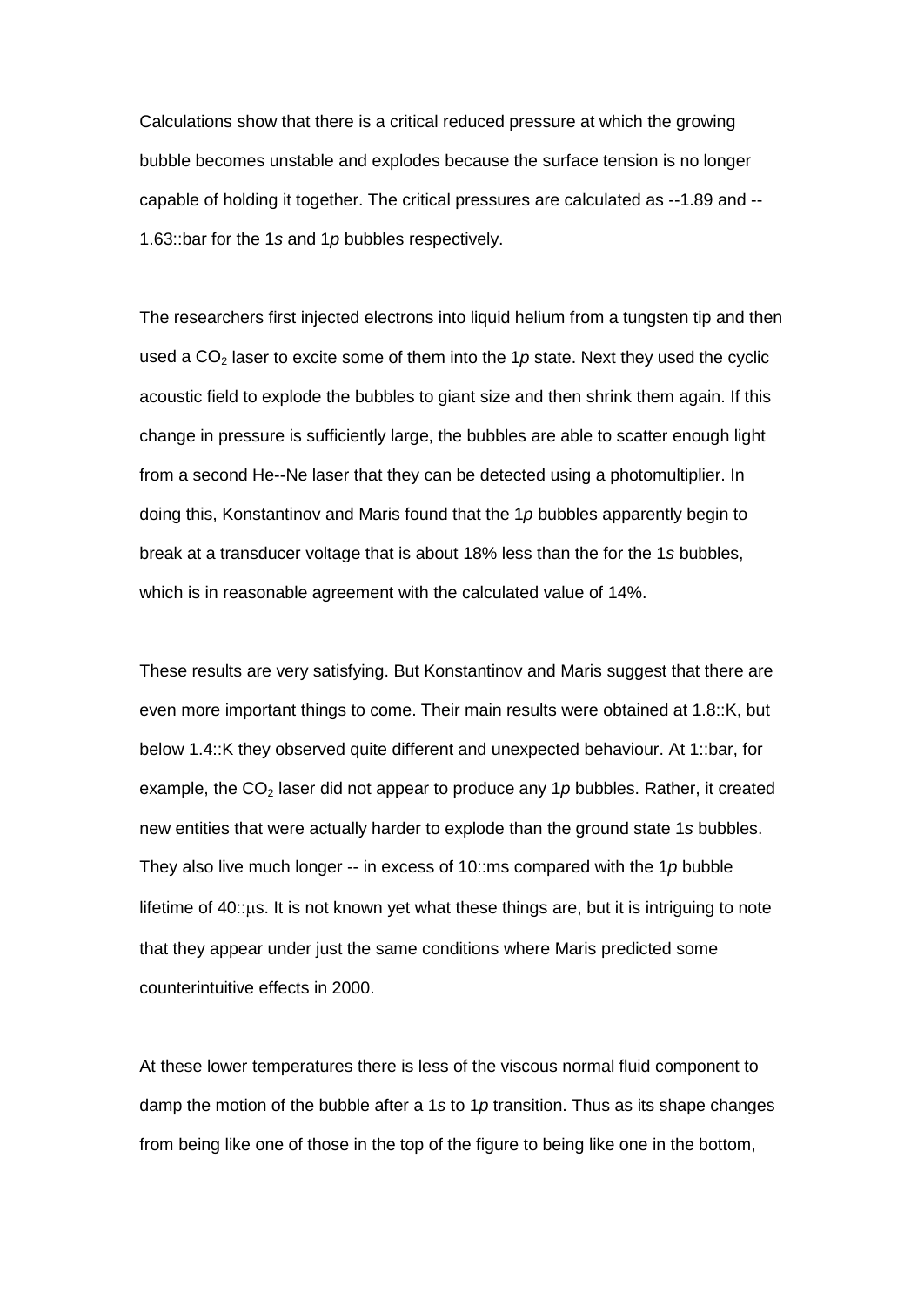Calculations show that there is a critical reduced pressure at which the growing bubble becomes unstable and explodes because the surface tension is no longer capable of holding it together. The critical pressures are calculated as --1.89 and --1.63::bar for the 1*s* and 1*p* bubbles respectively.

The researchers first injected electrons into liquid helium from a tungsten tip and then used a $CO_2$ laser to excite some of them into the 1*p* state. Next they used the cyclic acoustic field to explode the bubbles to giant size and then shrink them again. If this change in pressure is sufficiently large, the bubbles are able to scatter enough light from a second He--Ne laser that they can be detected using a photomultiplier. In doing this, Konstantinov and Maris found that the 1*p* bubbles apparently begin to break at a transducer voltage that is about 18% less than the for the 1*s* bubbles, which is in reasonable agreement with the calculated value of 14%.

These results are very satisfying. But Konstantinov and Maris suggest that there are even more important things to come. Their main results were obtained at 1.8::K, but below 1.4::K they observed quite different and unexpected behaviour. At 1::bar, for example, the $CO_2$ laser did not appear to produce any 1*p* bubbles. Rather, it created new entities that were actually harder to explode than the ground state 1*s* bubbles. They also live much longer -- in excess of 10::ms compared with the 1*p* bubble lifetime of 40::μs. It is not known yet what these things are, but it is intriguing to note that they appear under just the same conditions where Maris predicted some counterintuitive effects in 2000.

At these lower temperatures there is less of the viscous normal fluid component to damp the motion of the bubble after a 1*s* to 1*p* transition. Thus as its shape changes from being like one of those in the top of the figure to being like one in the bottom,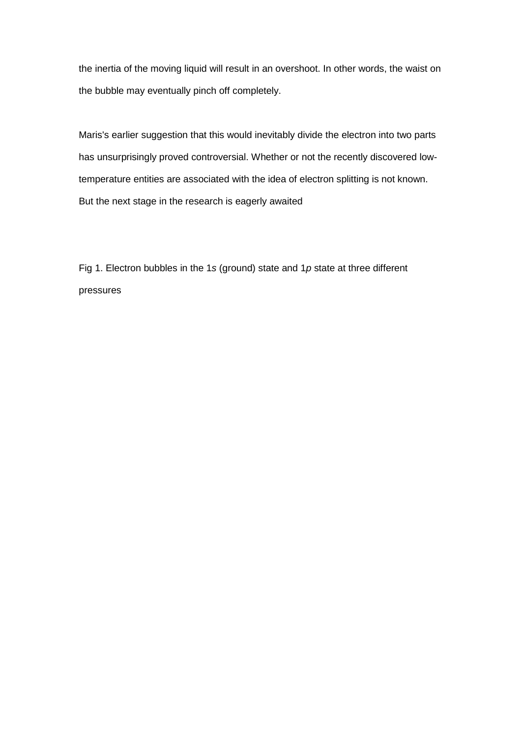the inertia of the moving liquid will result in an overshoot. In other words, the waist on the bubble may eventually pinch off completely.

Maris's earlier suggestion that this would inevitably divide the electron into two parts has unsurprisingly proved controversial. Whether or not the recently discovered low-temperature entities are associated with the idea of electron splitting is not known. But the next stage in the research is eagerly awaited

Fig 1. Electron bubbles in the 1*s* (ground) state and 1*p* state at three different pressures